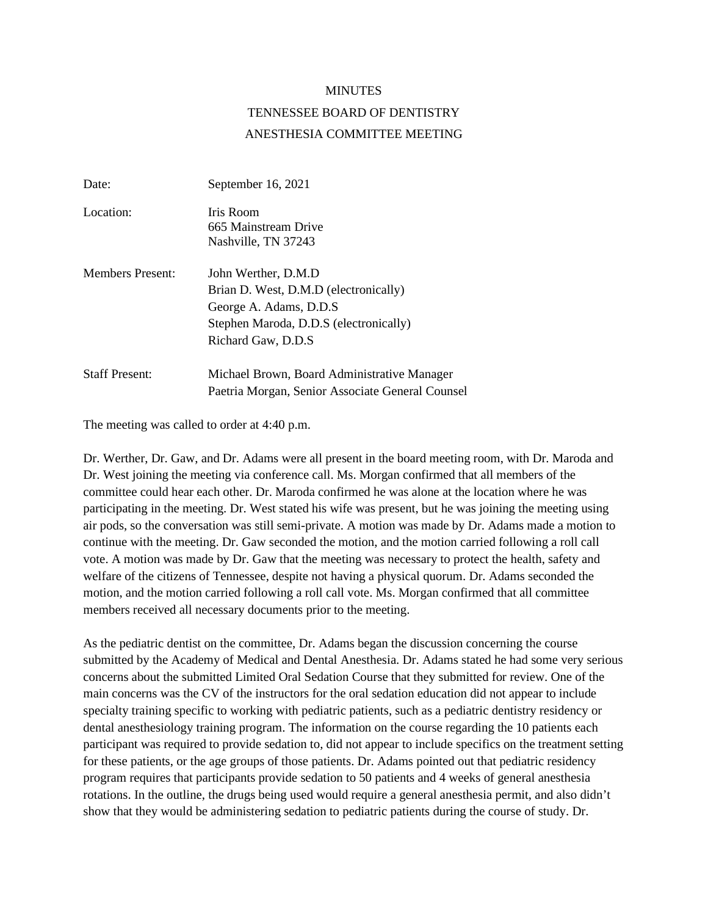MINUTES

TENNESSEE BOARD OF DENTISTRY

ANESTHESIA COMMITTEE MEETING

| | |
|---|---|
| Date: | September 16, 2021 |
| Location: | Iris Room<br>665 Mainstream Drive<br>Nashville, TN 37243 |
| Members Present: | John Werther, D.M.D<br>Brian D. West, D.M.D (electronically)<br>George A. Adams, D.D.S<br>Stephen Maroda, D.D.S (electronically)<br>Richard Gaw, D.D.S |
| Staff Present: | Michael Brown, Board Administrative Manager<br>Paetria Morgan, Senior Associate General Counsel |

The meeting was called to order at 4:40 p.m.

Dr. Werther, Dr. Gaw, and Dr. Adams were all present in the board meeting room, with Dr. Maroda and Dr. West joining the meeting via conference call. Ms. Morgan confirmed that all members of the committee could hear each other. Dr. Maroda confirmed he was alone at the location where he was participating in the meeting. Dr. West stated his wife was present, but he was joining the meeting using air pods, so the conversation was still semi-private. A motion was made by Dr. Adams made a motion to continue with the meeting. Dr. Gaw seconded the motion, and the motion carried following a roll call vote. A motion was made by Dr. Gaw that the meeting was necessary to protect the health, safety and welfare of the citizens of Tennessee, despite not having a physical quorum. Dr. Adams seconded the motion, and the motion carried following a roll call vote. Ms. Morgan confirmed that all committee members received all necessary documents prior to the meeting.

As the pediatric dentist on the committee, Dr. Adams began the discussion concerning the course submitted by the Academy of Medical and Dental Anesthesia. Dr. Adams stated he had some very serious concerns about the submitted Limited Oral Sedation Course that they submitted for review. One of the main concerns was the CV of the instructors for the oral sedation education did not appear to include specialty training specific to working with pediatric patients, such as a pediatric dentistry residency or dental anesthesiology training program. The information on the course regarding the 10 patients each participant was required to provide sedation to, did not appear to include specifics on the treatment setting for these patients, or the age groups of those patients. Dr. Adams pointed out that pediatric residency program requires that participants provide sedation to 50 patients and 4 weeks of general anesthesia rotations. In the outline, the drugs being used would require a general anesthesia permit, and also didn't show that they would be administering sedation to pediatric patients during the course of study. Dr.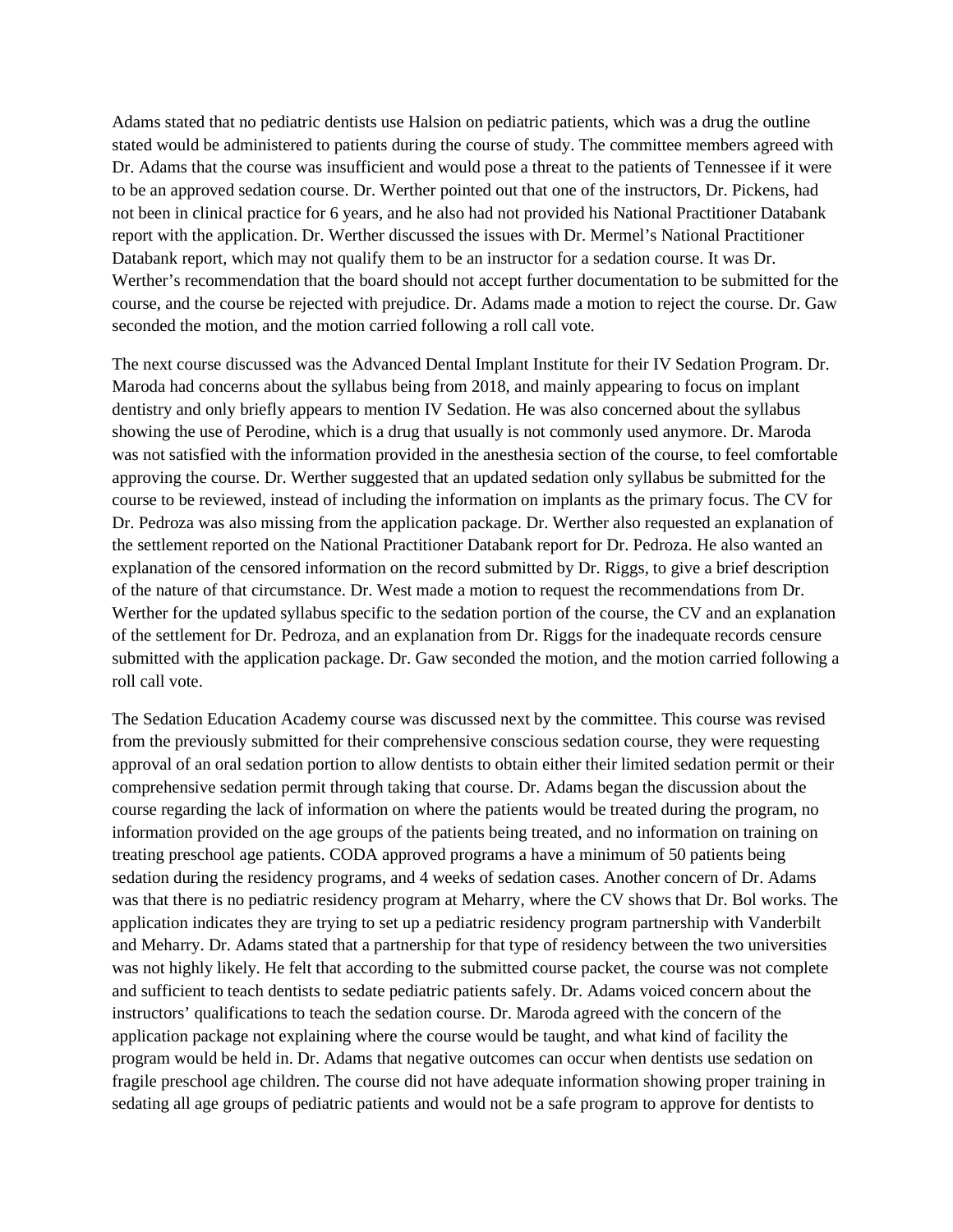Adams stated that no pediatric dentists use Halsion on pediatric patients, which was a drug the outline stated would be administered to patients during the course of study. The committee members agreed with Dr. Adams that the course was insufficient and would pose a threat to the patients of Tennessee if it were to be an approved sedation course. Dr. Werther pointed out that one of the instructors, Dr. Pickens, had not been in clinical practice for 6 years, and he also had not provided his National Practitioner Databank report with the application. Dr. Werther discussed the issues with Dr. Mermel's National Practitioner Databank report, which may not qualify them to be an instructor for a sedation course. It was Dr. Werther's recommendation that the board should not accept further documentation to be submitted for the course, and the course be rejected with prejudice. Dr. Adams made a motion to reject the course. Dr. Gaw seconded the motion, and the motion carried following a roll call vote.

The next course discussed was the Advanced Dental Implant Institute for their IV Sedation Program. Dr. Maroda had concerns about the syllabus being from 2018, and mainly appearing to focus on implant dentistry and only briefly appears to mention IV Sedation. He was also concerned about the syllabus showing the use of Perodine, which is a drug that usually is not commonly used anymore. Dr. Maroda was not satisfied with the information provided in the anesthesia section of the course, to feel comfortable approving the course. Dr. Werther suggested that an updated sedation only syllabus be submitted for the course to be reviewed, instead of including the information on implants as the primary focus. The CV for Dr. Pedroza was also missing from the application package. Dr. Werther also requested an explanation of the settlement reported on the National Practitioner Databank report for Dr. Pedroza. He also wanted an explanation of the censored information on the record submitted by Dr. Riggs, to give a brief description of the nature of that circumstance. Dr. West made a motion to request the recommendations from Dr. Werther for the updated syllabus specific to the sedation portion of the course, the CV and an explanation of the settlement for Dr. Pedroza, and an explanation from Dr. Riggs for the inadequate records censure submitted with the application package. Dr. Gaw seconded the motion, and the motion carried following a roll call vote.

The Sedation Education Academy course was discussed next by the committee. This course was revised from the previously submitted for their comprehensive conscious sedation course, they were requesting approval of an oral sedation portion to allow dentists to obtain either their limited sedation permit or their comprehensive sedation permit through taking that course. Dr. Adams began the discussion about the course regarding the lack of information on where the patients would be treated during the program, no information provided on the age groups of the patients being treated, and no information on training on treating preschool age patients. CODA approved programs a have a minimum of 50 patients being sedation during the residency programs, and 4 weeks of sedation cases. Another concern of Dr. Adams was that there is no pediatric residency program at Meharry, where the CV shows that Dr. Bol works. The application indicates they are trying to set up a pediatric residency program partnership with Vanderbilt and Meharry. Dr. Adams stated that a partnership for that type of residency between the two universities was not highly likely. He felt that according to the submitted course packet, the course was not complete and sufficient to teach dentists to sedate pediatric patients safely. Dr. Adams voiced concern about the instructors' qualifications to teach the sedation course. Dr. Maroda agreed with the concern of the application package not explaining where the course would be taught, and what kind of facility the program would be held in. Dr. Adams that negative outcomes can occur when dentists use sedation on fragile preschool age children. The course did not have adequate information showing proper training in sedating all age groups of pediatric patients and would not be a safe program to approve for dentists to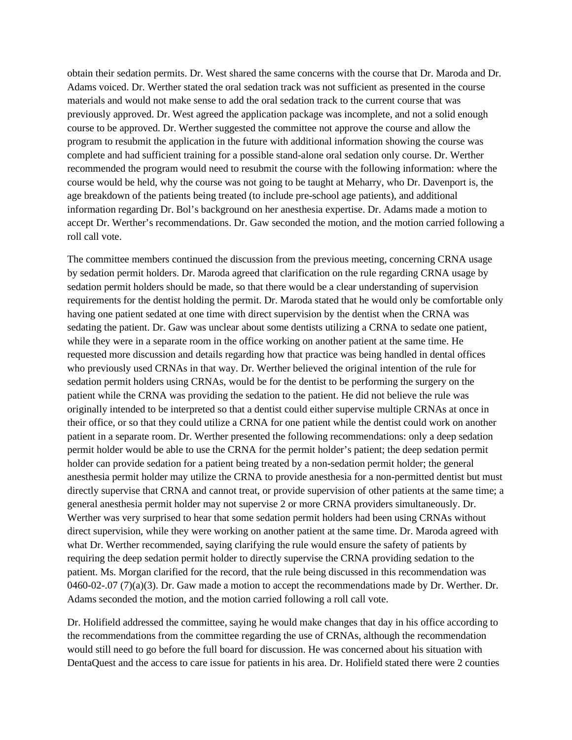obtain their sedation permits. Dr. West shared the same concerns with the course that Dr. Maroda and Dr. Adams voiced. Dr. Werther stated the oral sedation track was not sufficient as presented in the course materials and would not make sense to add the oral sedation track to the current course that was previously approved. Dr. West agreed the application package was incomplete, and not a solid enough course to be approved. Dr. Werther suggested the committee not approve the course and allow the program to resubmit the application in the future with additional information showing the course was complete and had sufficient training for a possible stand-alone oral sedation only course. Dr. Werther recommended the program would need to resubmit the course with the following information: where the course would be held, why the course was not going to be taught at Meharry, who Dr. Davenport is, the age breakdown of the patients being treated (to include pre-school age patients), and additional information regarding Dr. Bol's background on her anesthesia expertise. Dr. Adams made a motion to accept Dr. Werther's recommendations. Dr. Gaw seconded the motion, and the motion carried following a roll call vote.

The committee members continued the discussion from the previous meeting, concerning CRNA usage by sedation permit holders. Dr. Maroda agreed that clarification on the rule regarding CRNA usage by sedation permit holders should be made, so that there would be a clear understanding of supervision requirements for the dentist holding the permit. Dr. Maroda stated that he would only be comfortable only having one patient sedated at one time with direct supervision by the dentist when the CRNA was sedating the patient. Dr. Gaw was unclear about some dentists utilizing a CRNA to sedate one patient, while they were in a separate room in the office working on another patient at the same time. He requested more discussion and details regarding how that practice was being handled in dental offices who previously used CRNAs in that way. Dr. Werther believed the original intention of the rule for sedation permit holders using CRNAs, would be for the dentist to be performing the surgery on the patient while the CRNA was providing the sedation to the patient. He did not believe the rule was originally intended to be interpreted so that a dentist could either supervise multiple CRNAs at once in their office, or so that they could utilize a CRNA for one patient while the dentist could work on another patient in a separate room. Dr. Werther presented the following recommendations: only a deep sedation permit holder would be able to use the CRNA for the permit holder's patient; the deep sedation permit holder can provide sedation for a patient being treated by a non-sedation permit holder; the general anesthesia permit holder may utilize the CRNA to provide anesthesia for a non-permitted dentist but must directly supervise that CRNA and cannot treat, or provide supervision of other patients at the same time; a general anesthesia permit holder may not supervise 2 or more CRNA providers simultaneously. Dr. Werther was very surprised to hear that some sedation permit holders had been using CRNAs without direct supervision, while they were working on another patient at the same time. Dr. Maroda agreed with what Dr. Werther recommended, saying clarifying the rule would ensure the safety of patients by requiring the deep sedation permit holder to directly supervise the CRNA providing sedation to the patient. Ms. Morgan clarified for the record, that the rule being discussed in this recommendation was 0460-02-.07 (7)(a)(3). Dr. Gaw made a motion to accept the recommendations made by Dr. Werther. Dr. Adams seconded the motion, and the motion carried following a roll call vote.

Dr. Holifield addressed the committee, saying he would make changes that day in his office according to the recommendations from the committee regarding the use of CRNAs, although the recommendation would still need to go before the full board for discussion. He was concerned about his situation with DentaQuest and the access to care issue for patients in his area. Dr. Holifield stated there were 2 counties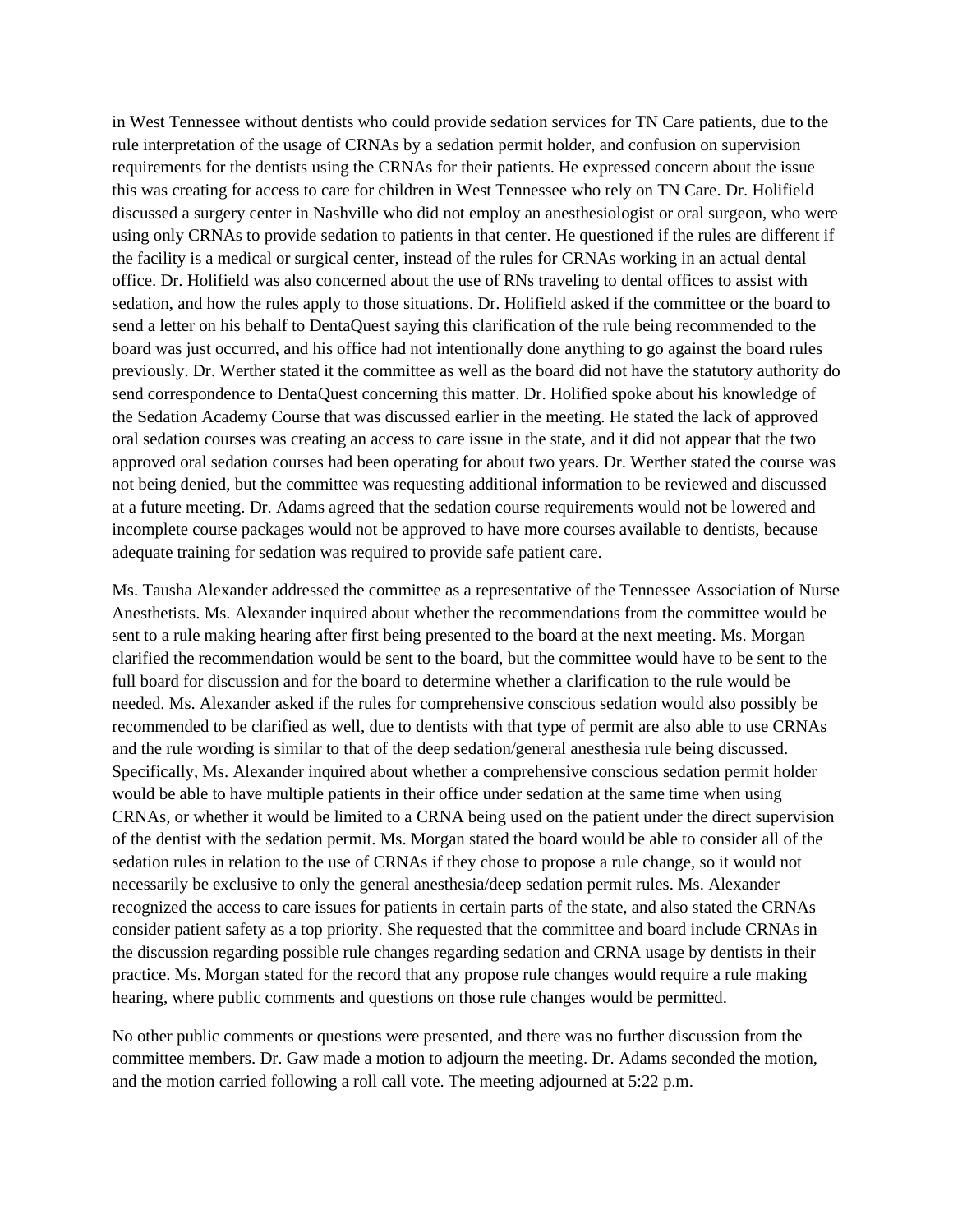in West Tennessee without dentists who could provide sedation services for TN Care patients, due to the rule interpretation of the usage of CRNAs by a sedation permit holder, and confusion on supervision requirements for the dentists using the CRNAs for their patients. He expressed concern about the issue this was creating for access to care for children in West Tennessee who rely on TN Care. Dr. Holifield discussed a surgery center in Nashville who did not employ an anesthesiologist or oral surgeon, who were using only CRNAs to provide sedation to patients in that center. He questioned if the rules are different if the facility is a medical or surgical center, instead of the rules for CRNAs working in an actual dental office. Dr. Holifield was also concerned about the use of RNs traveling to dental offices to assist with sedation, and how the rules apply to those situations. Dr. Holifield asked if the committee or the board to send a letter on his behalf to DentaQuest saying this clarification of the rule being recommended to the board was just occurred, and his office had not intentionally done anything to go against the board rules previously. Dr. Werther stated it the committee as well as the board did not have the statutory authority do send correspondence to DentaQuest concerning this matter. Dr. Holified spoke about his knowledge of the Sedation Academy Course that was discussed earlier in the meeting. He stated the lack of approved oral sedation courses was creating an access to care issue in the state, and it did not appear that the two approved oral sedation courses had been operating for about two years. Dr. Werther stated the course was not being denied, but the committee was requesting additional information to be reviewed and discussed at a future meeting. Dr. Adams agreed that the sedation course requirements would not be lowered and incomplete course packages would not be approved to have more courses available to dentists, because adequate training for sedation was required to provide safe patient care.

Ms. Tausha Alexander addressed the committee as a representative of the Tennessee Association of Nurse Anesthetists. Ms. Alexander inquired about whether the recommendations from the committee would be sent to a rule making hearing after first being presented to the board at the next meeting. Ms. Morgan clarified the recommendation would be sent to the board, but the committee would have to be sent to the full board for discussion and for the board to determine whether a clarification to the rule would be needed. Ms. Alexander asked if the rules for comprehensive conscious sedation would also possibly be recommended to be clarified as well, due to dentists with that type of permit are also able to use CRNAs and the rule wording is similar to that of the deep sedation/general anesthesia rule being discussed. Specifically, Ms. Alexander inquired about whether a comprehensive conscious sedation permit holder would be able to have multiple patients in their office under sedation at the same time when using CRNAs, or whether it would be limited to a CRNA being used on the patient under the direct supervision of the dentist with the sedation permit. Ms. Morgan stated the board would be able to consider all of the sedation rules in relation to the use of CRNAs if they chose to propose a rule change, so it would not necessarily be exclusive to only the general anesthesia/deep sedation permit rules. Ms. Alexander recognized the access to care issues for patients in certain parts of the state, and also stated the CRNAs consider patient safety as a top priority. She requested that the committee and board include CRNAs in the discussion regarding possible rule changes regarding sedation and CRNA usage by dentists in their practice. Ms. Morgan stated for the record that any propose rule changes would require a rule making hearing, where public comments and questions on those rule changes would be permitted.

No other public comments or questions were presented, and there was no further discussion from the committee members. Dr. Gaw made a motion to adjourn the meeting. Dr. Adams seconded the motion, and the motion carried following a roll call vote. The meeting adjourned at 5:22 p.m.